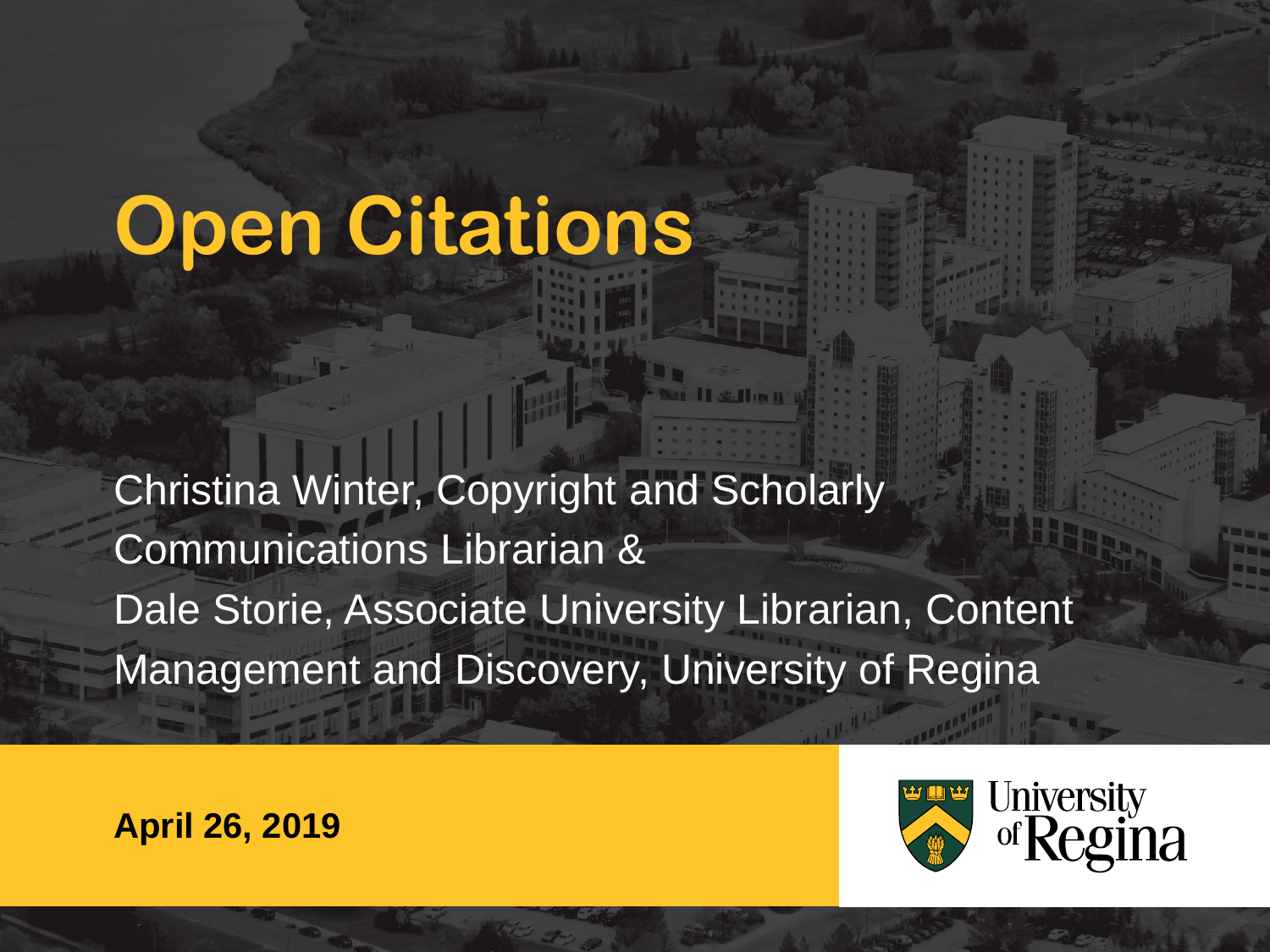# Open Citations

Christina Winter, Copyright and Scholarly Communications Librarian &
Dale Storie, Associate University Librarian, Content Management and Discovery, University of Regina

**April 26, 2019**

University of Regina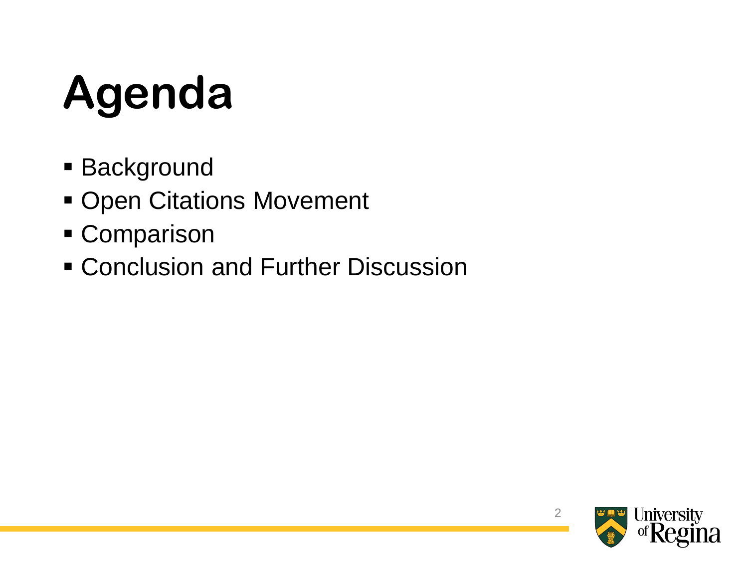# Agenda

- Background
- Open Citations Movement
- Comparison
- Conclusion and Further Discussion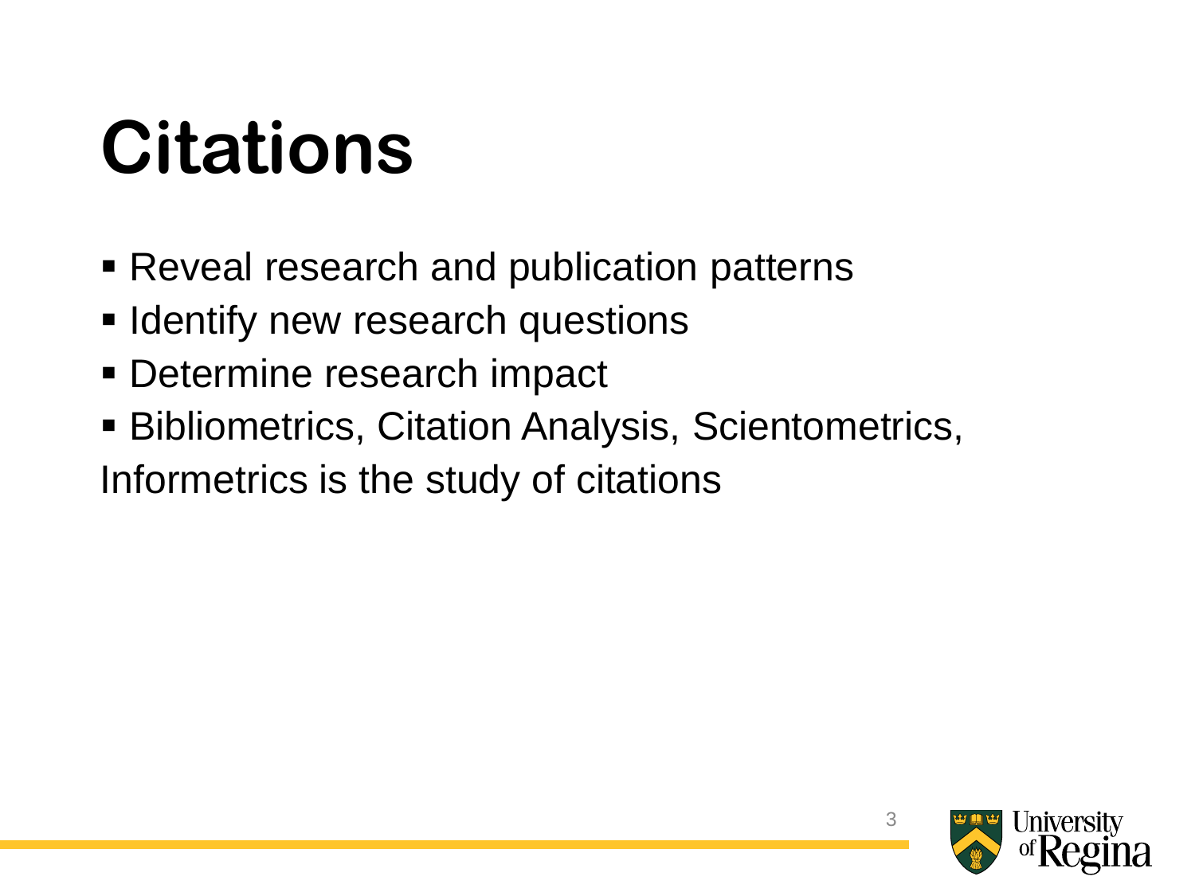# Citations

- Reveal research and publication patterns
- Identify new research questions
- Determine research impact
- Bibliometrics, Citation Analysis, Scientometrics, Informetrics is the study of citations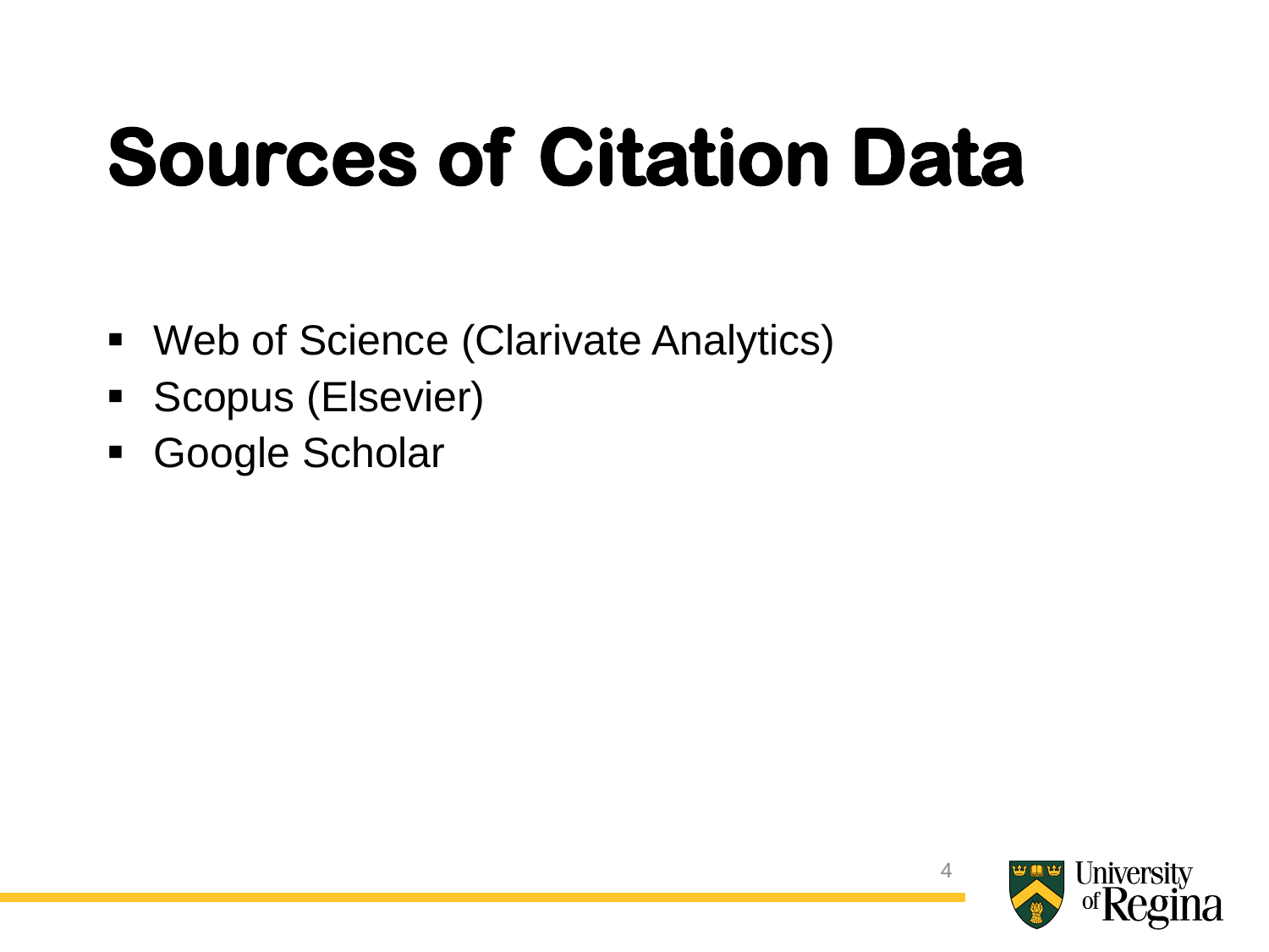# Sources of Citation Data

- Web of Science (Clarivate Analytics)
- Scopus (Elsevier)
- Google Scholar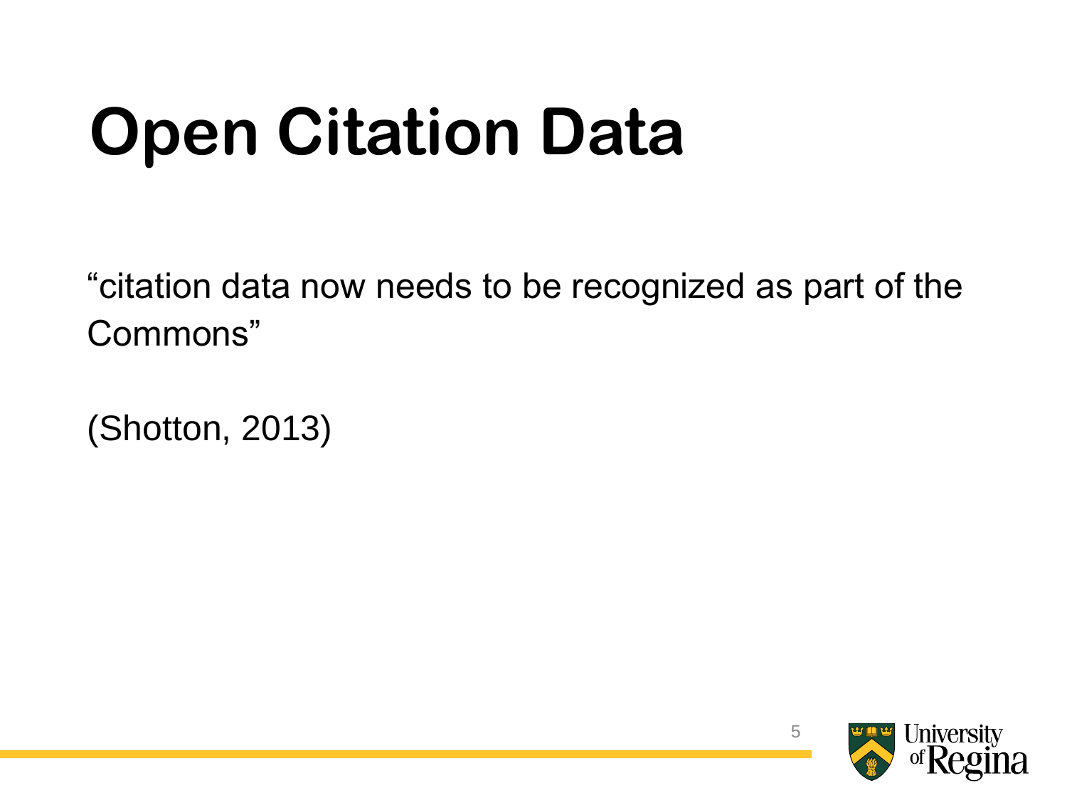# Open Citation Data

“citation data now needs to be recognized as part of the Commons”

(Shotton, 2013)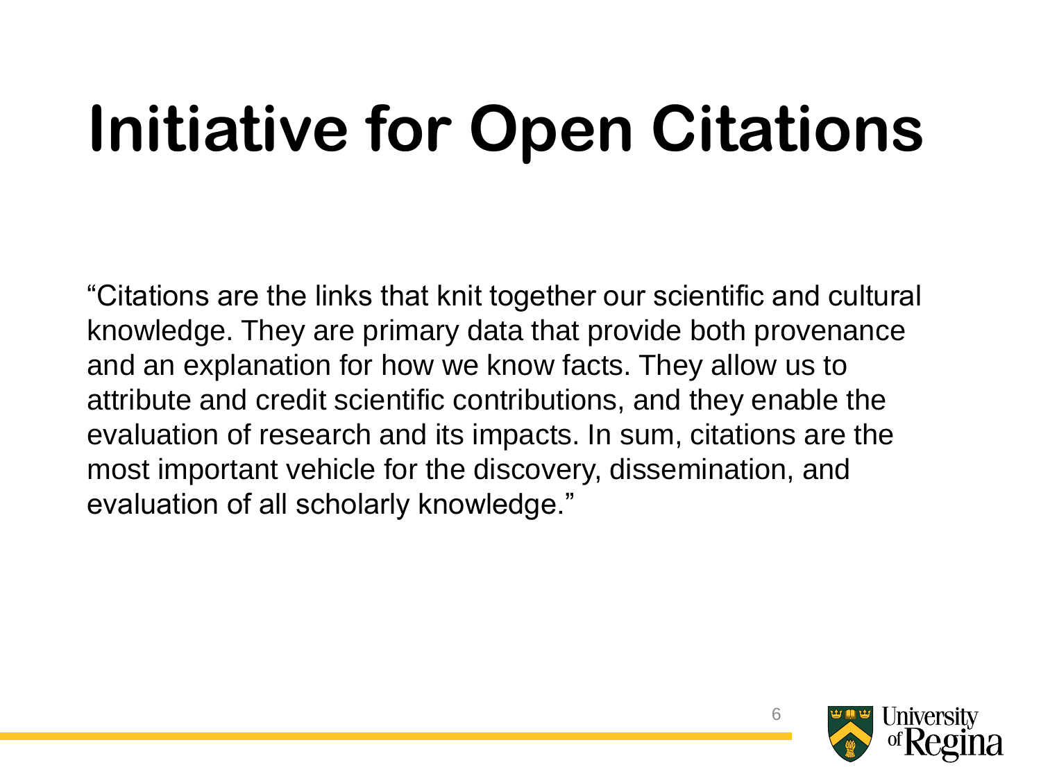# Initiative for Open Citations

"Citations are the links that knit together our scientific and cultural knowledge. They are primary data that provide both provenance and an explanation for how we know facts. They allow us to attribute and credit scientific contributions, and they enable the evaluation of research and its impacts. In sum, citations are the most important vehicle for the discovery, dissemination, and evaluation of all scholarly knowledge."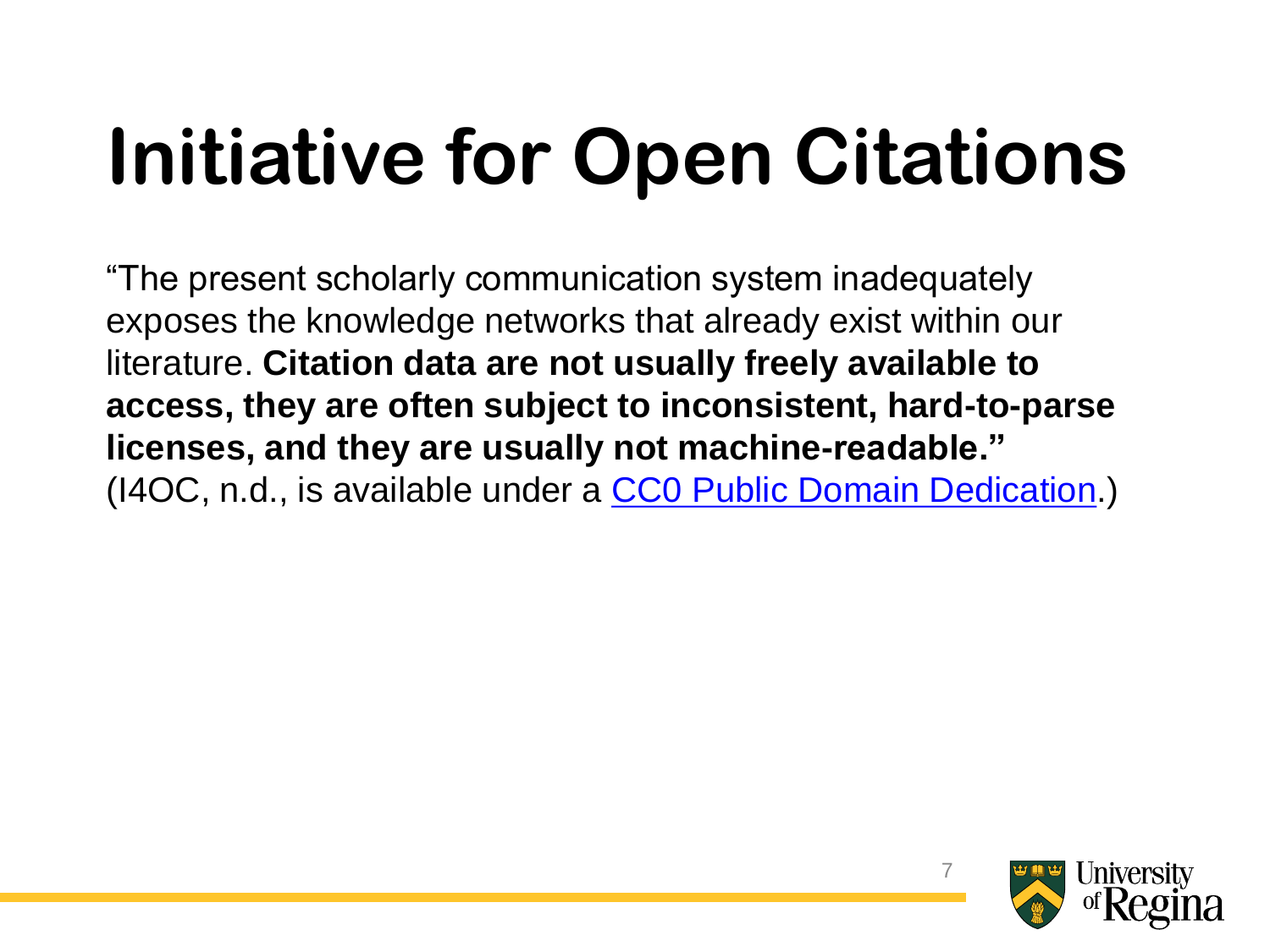# Initiative for Open Citations

"The present scholarly communication system inadequately exposes the knowledge networks that already exist within our literature. **Citation data are not usually freely available to access, they are often subject to inconsistent, hard-to-parse licenses, and they are usually not machine-readable."** (I4OC, n.d., is available under a CC0 Public Domain Dedication.)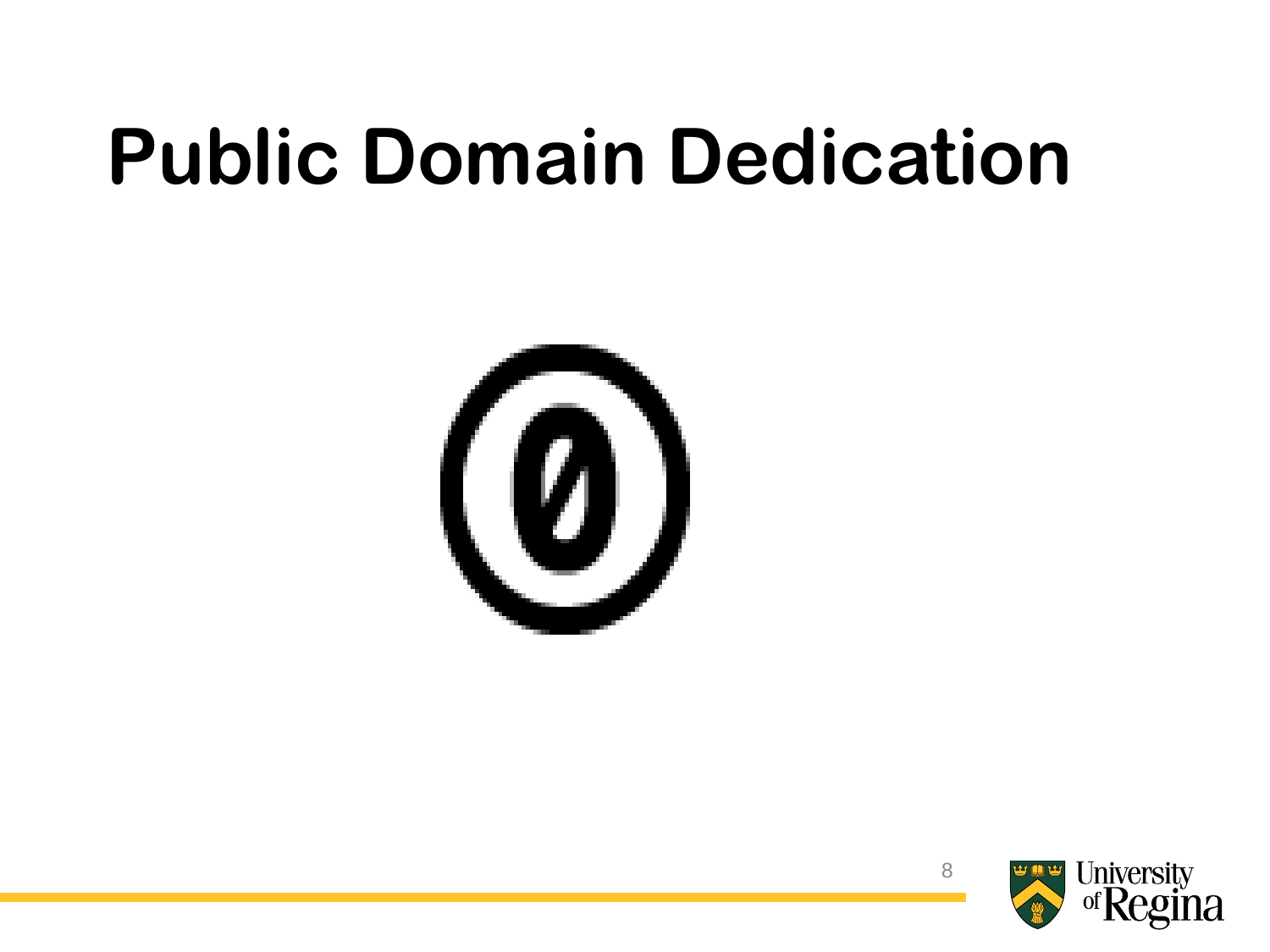# Public Domain Dedication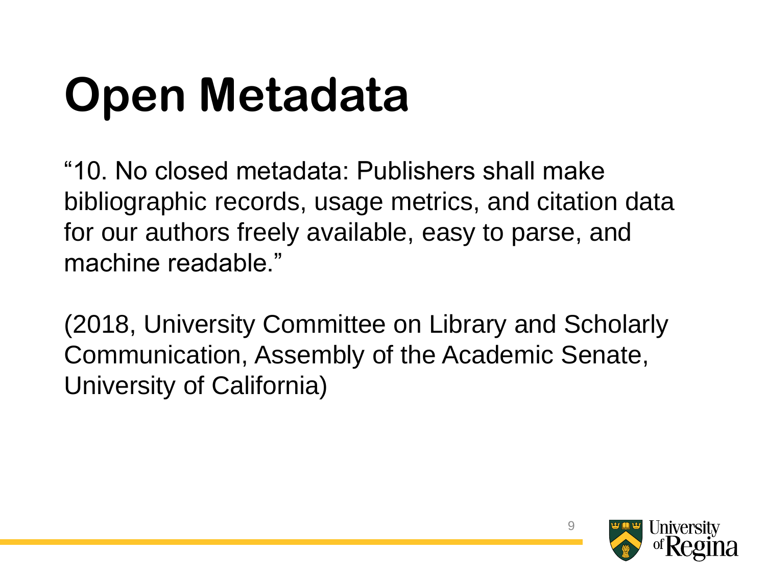# Open Metadata

“10. No closed metadata: Publishers shall make bibliographic records, usage metrics, and citation data for our authors freely available, easy to parse, and machine readable.”

(2018, University Committee on Library and Scholarly Communication, Assembly of the Academic Senate, University of California)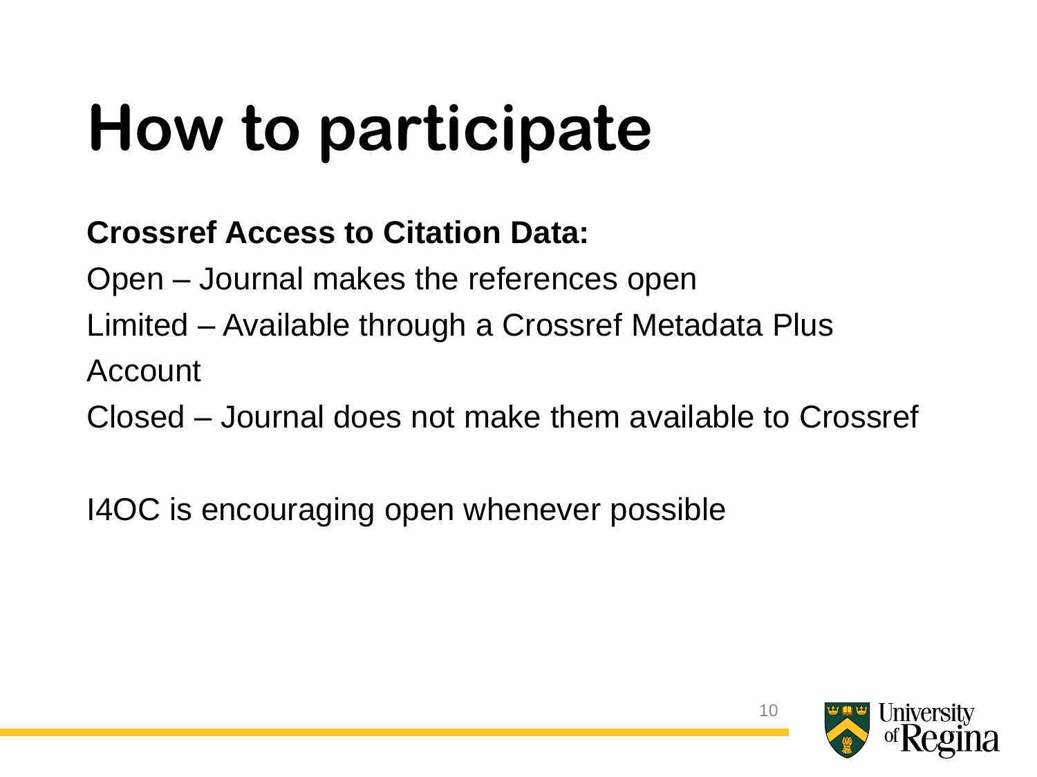# How to participate

**Crossref Access to Citation Data:**

Open – Journal makes the references open

Limited – Available through a Crossref Metadata Plus Account

Closed – Journal does not make them available to Crossref

I4OC is encouraging open whenever possible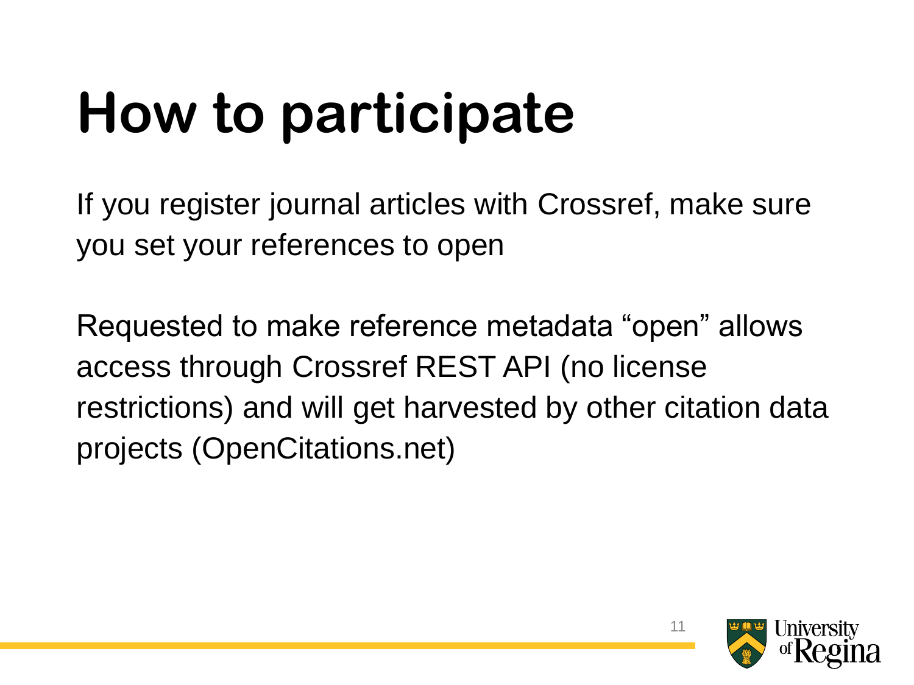# How to participate

If you register journal articles with Crossref, make sure you set your references to open

Requested to make reference metadata "open" allows access through Crossref REST API (no license restrictions) and will get harvested by other citation data projects (OpenCitations.net)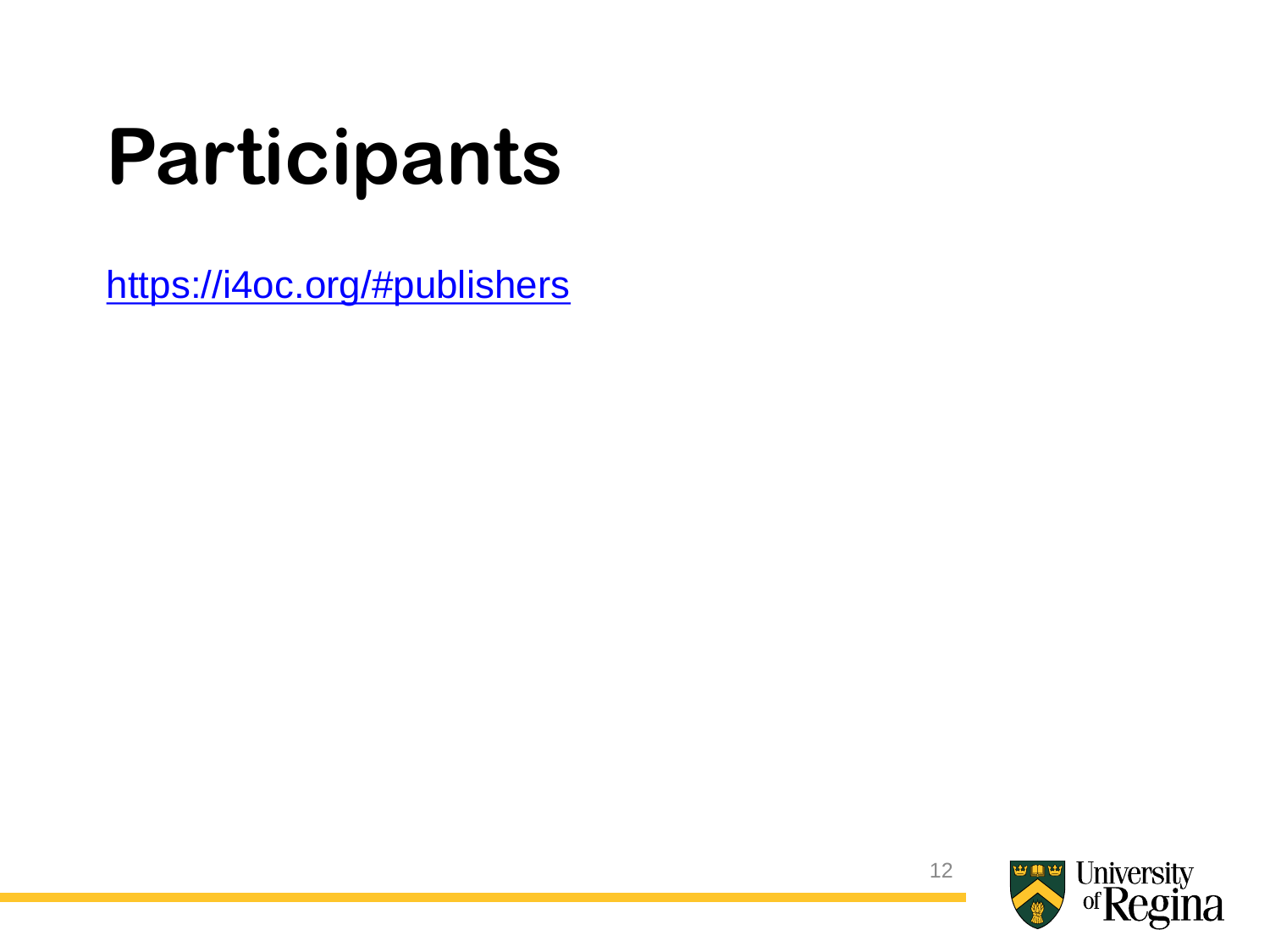# Participants

https://i4oc.org/#publishers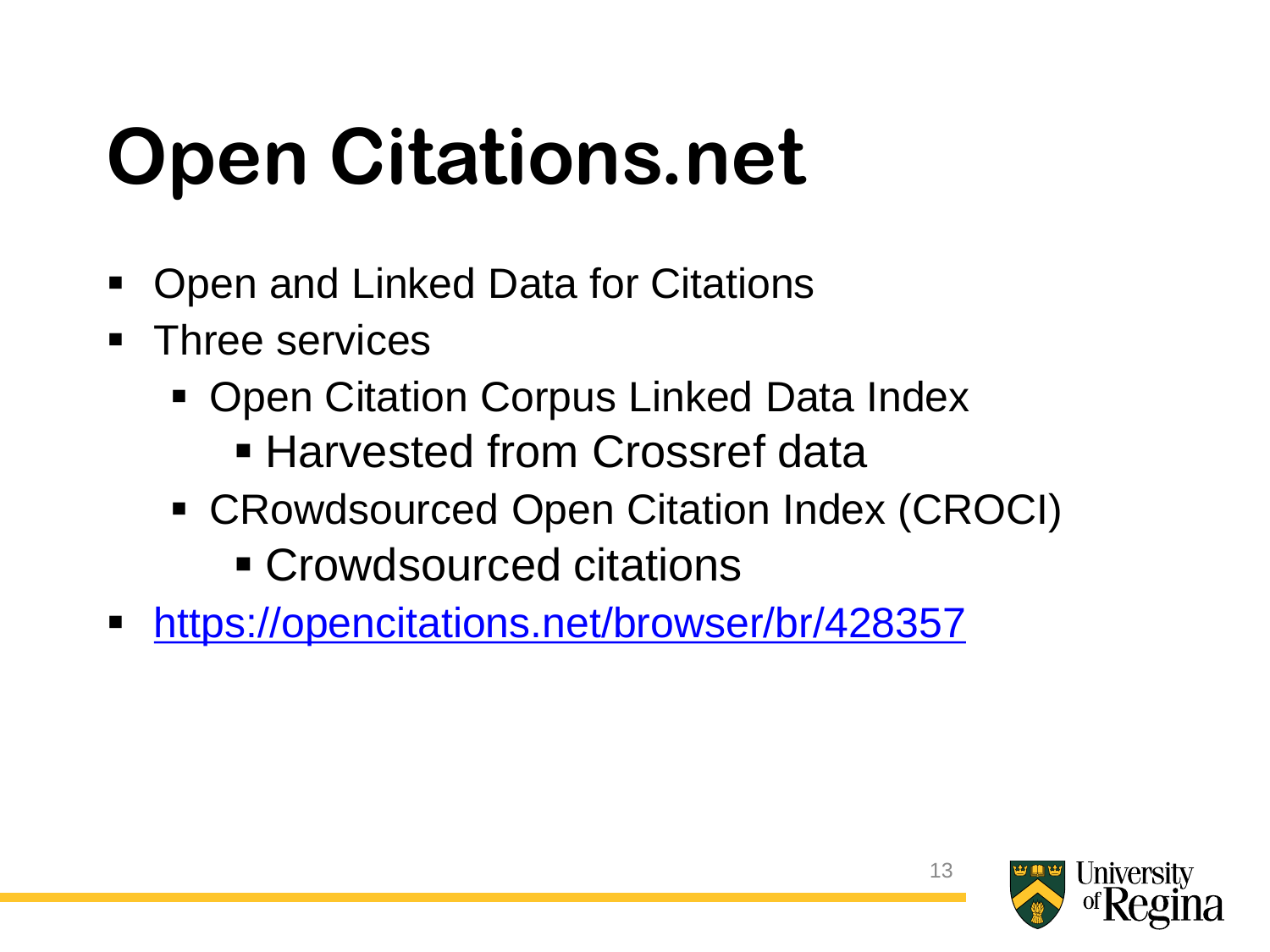# Open Citations.net

- Open and Linked Data for Citations
- Three services
  - Open Citation Corpus Linked Data Index
    - Harvested from Crossref data
  - CRowdsourced Open Citation Index (CROCI)
    - Crowdsourced citations
- [https://opencitations.net/browser/br/428357](https://opencitations.net/browser/br/428357)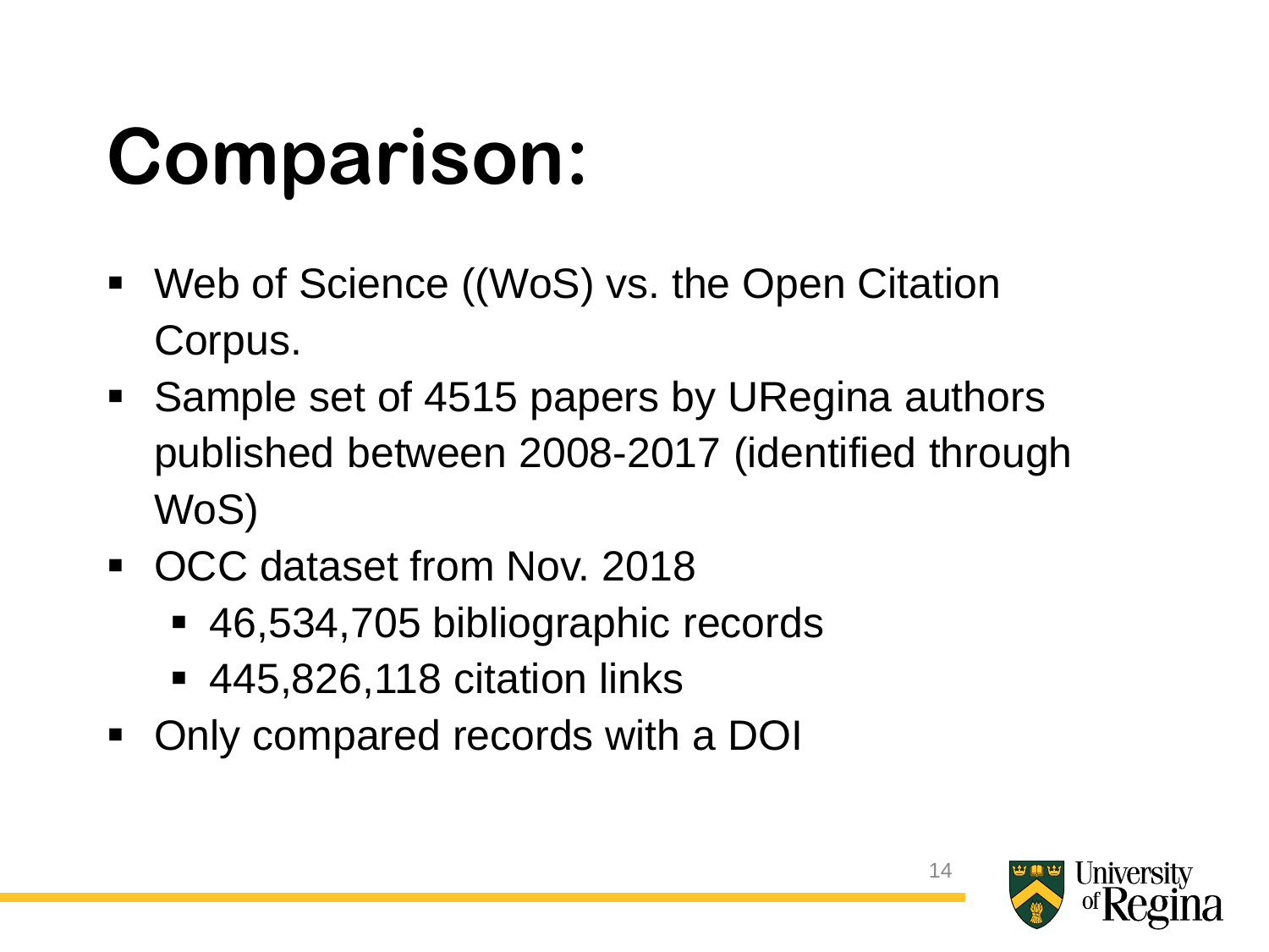# Comparison:

- Web of Science ((WoS) vs. the Open Citation Corpus.
- Sample set of 4515 papers by URegina authors published between 2008-2017 (identified through WoS)
- OCC dataset from Nov. 2018
  - 46,534,705 bibliographic records
  - 445,826,118 citation links
- Only compared records with a DOI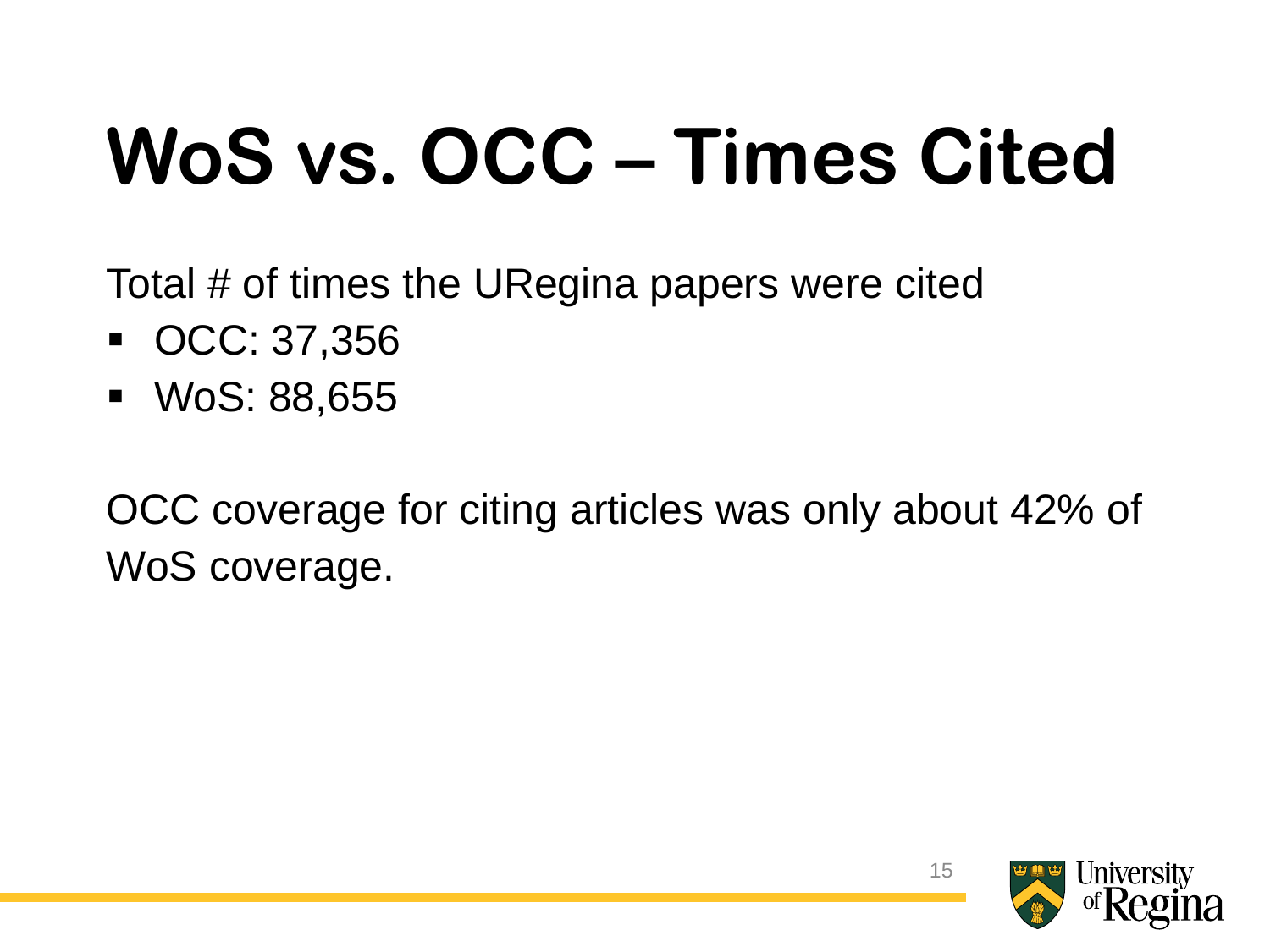# WoS vs. OCC – Times Cited

Total # of times the URegina papers were cited

- OCC: 37,356
- WoS: 88,655

OCC coverage for citing articles was only about 42% of WoS coverage.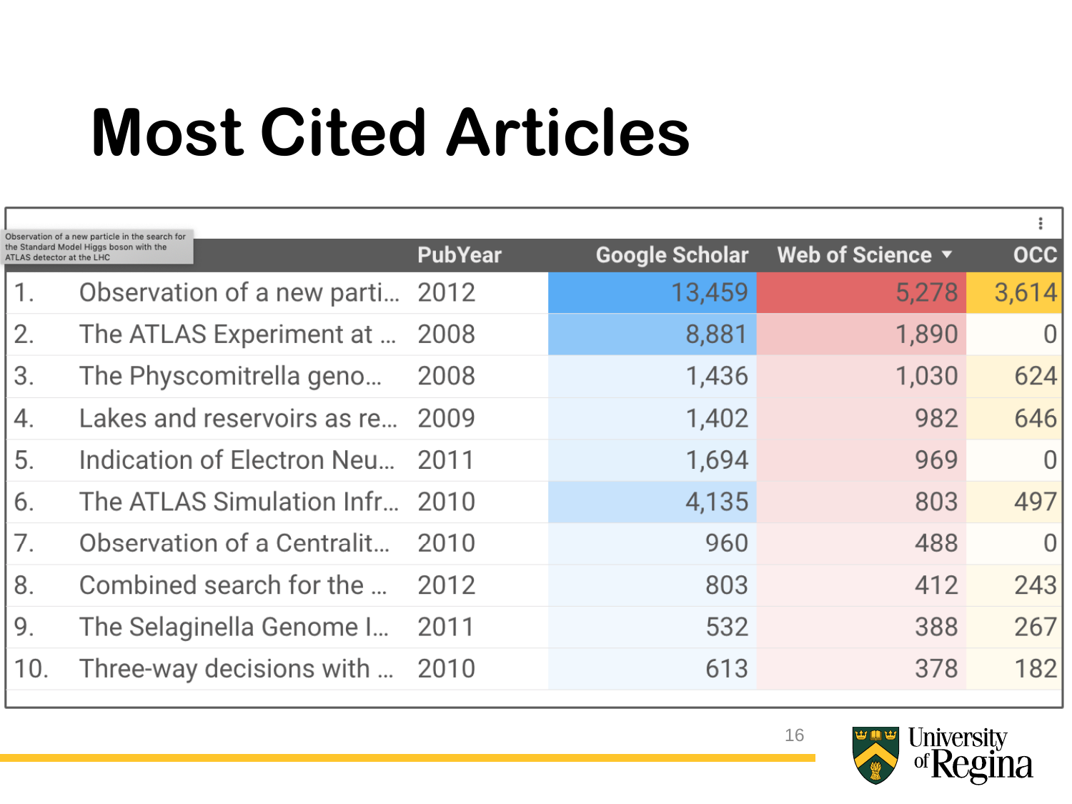# Most Cited Articles

Observation of a new particle in the search for the Standard Model Higgs boson with the ATLAS detector at the LHC

| | | PubYear | Google Scholar | Web of Science ▼ | OCC |
|---|---|---|---|---|---|
| 1. | Observation of a new parti… | 2012 | 13,459 | 5,278 | 3,614 |
| 2. | The ATLAS Experiment at … | 2008 | 8,881 | 1,890 | 0 |
| 3. | The Physcomitrella geno… | 2008 | 1,436 | 1,030 | 624 |
| 4. | Lakes and reservoirs as re… | 2009 | 1,402 | 982 | 646 |
| 5. | Indication of Electron Neu… | 2011 | 1,694 | 969 | 0 |
| 6. | The ATLAS Simulation Infr… | 2010 | 4,135 | 803 | 497 |
| 7. | Observation of a Centralit… | 2010 | 960 | 488 | 0 |
| 8. | Combined search for the … | 2012 | 803 | 412 | 243 |
| 9. | The Selaginella Genome I… | 2011 | 532 | 388 | 267 |
| 10. | Three-way decisions with … | 2010 | 613 | 378 | 182 |

University of Regina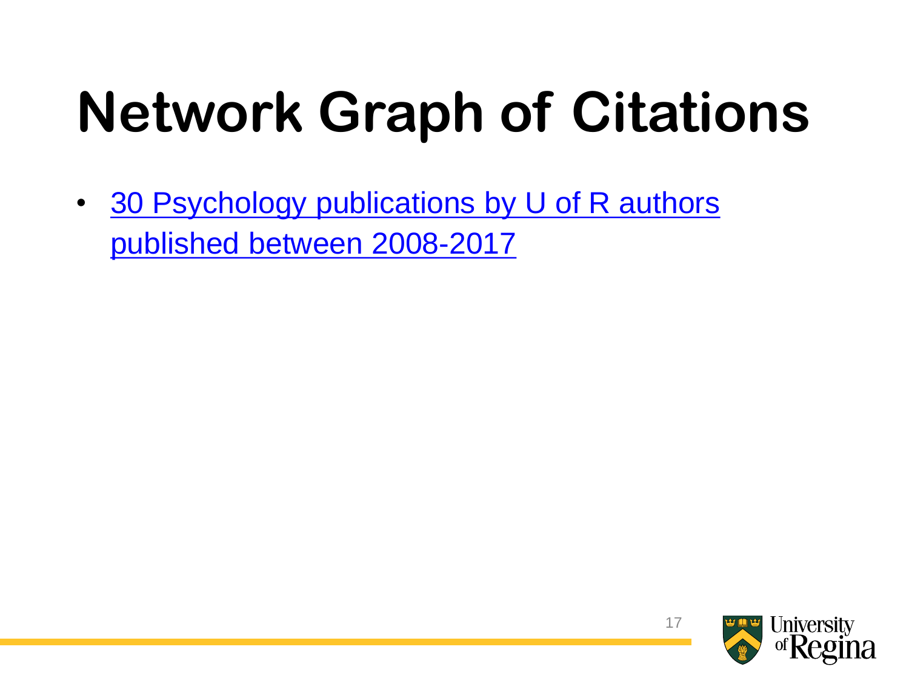# Network Graph of Citations

- 30 Psychology publications by U of R authors published between 2008-2017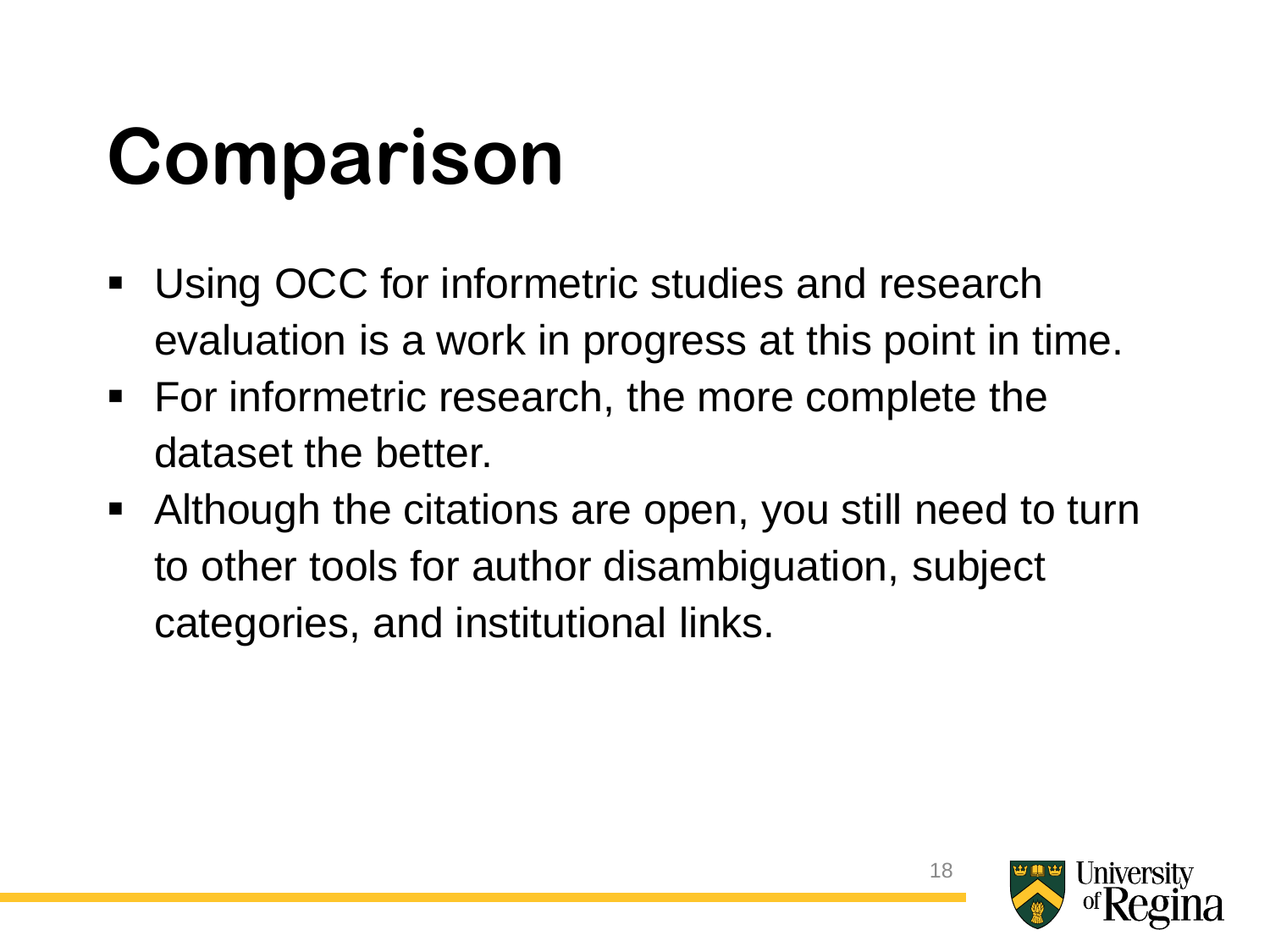# Comparison

- Using OCC for informetric studies and research evaluation is a work in progress at this point in time.
- For informetric research, the more complete the dataset the better.
- Although the citations are open, you still need to turn to other tools for author disambiguation, subject categories, and institutional links.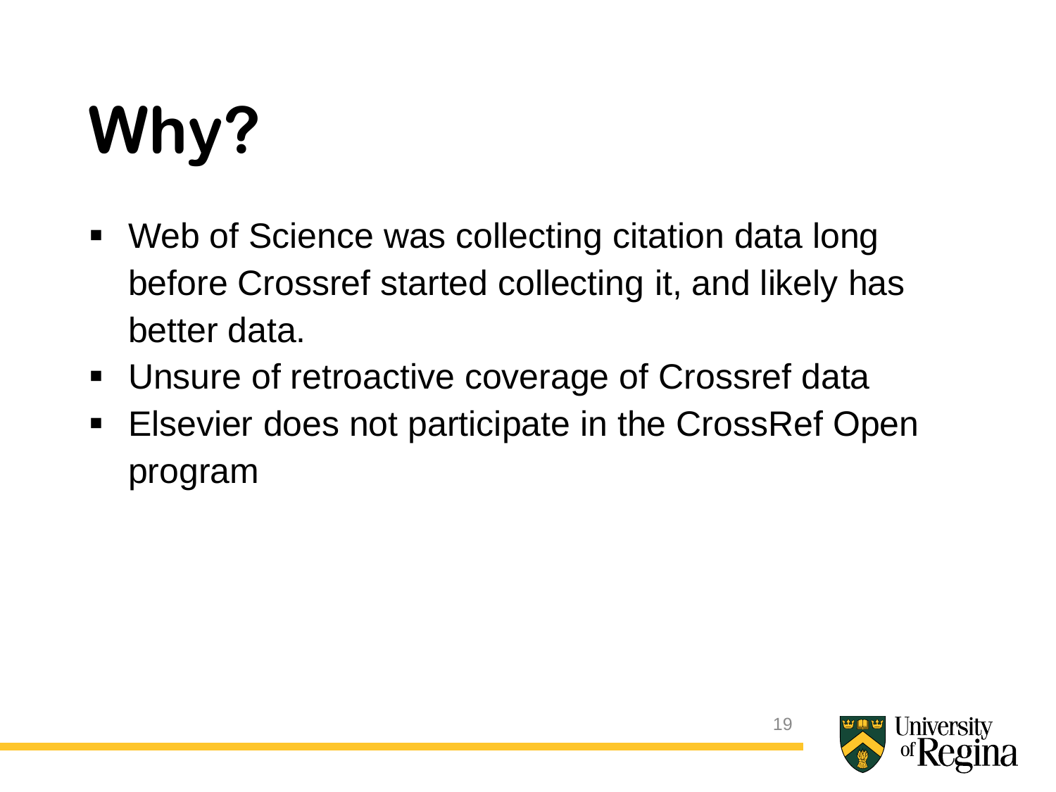# Why?

- Web of Science was collecting citation data long before Crossref started collecting it, and likely has better data.
- Unsure of retroactive coverage of Crossref data
- Elsevier does not participate in the CrossRef Open program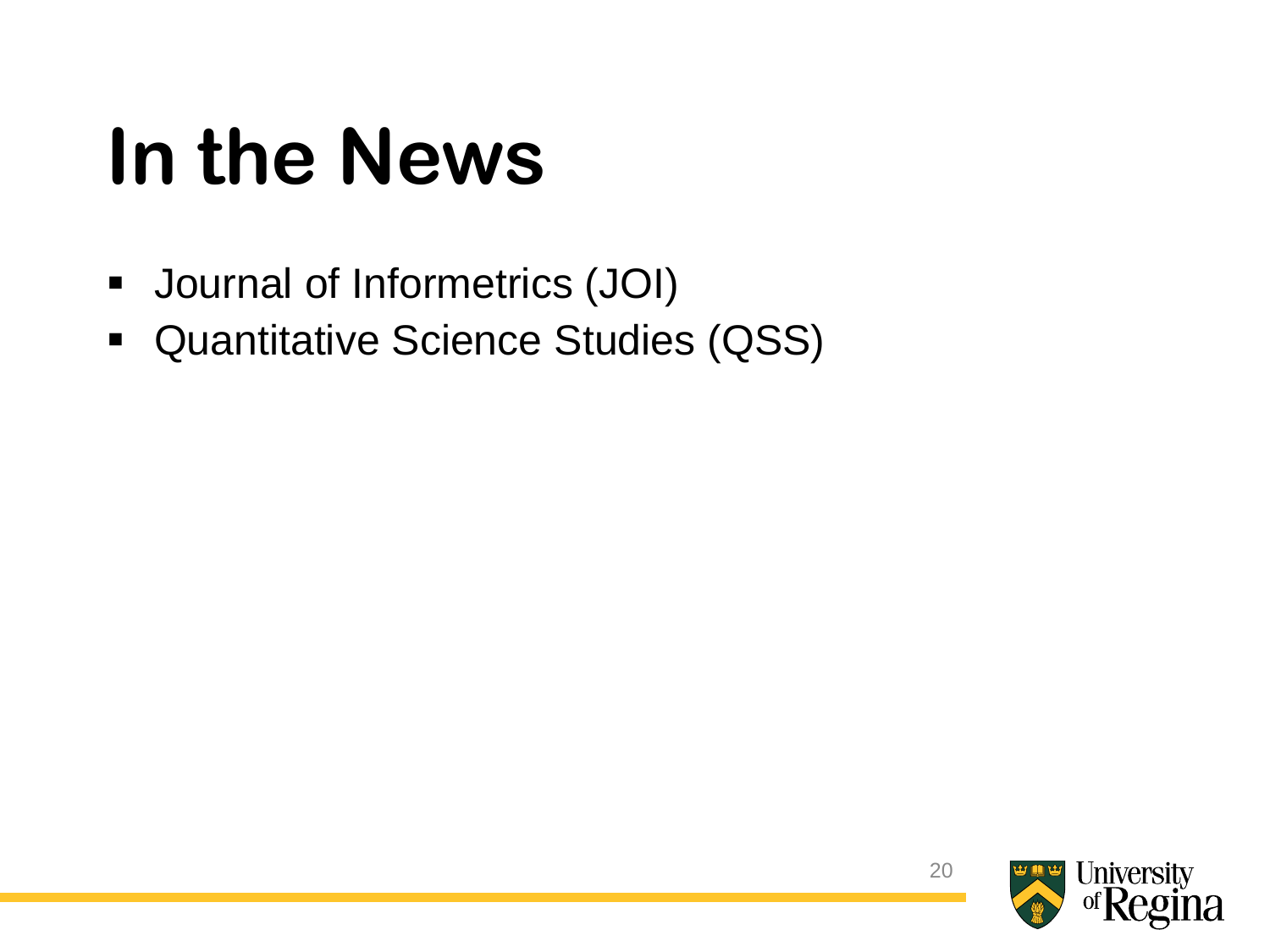# In the News

- Journal of Informetrics (JOI)
- Quantitative Science Studies (QSS)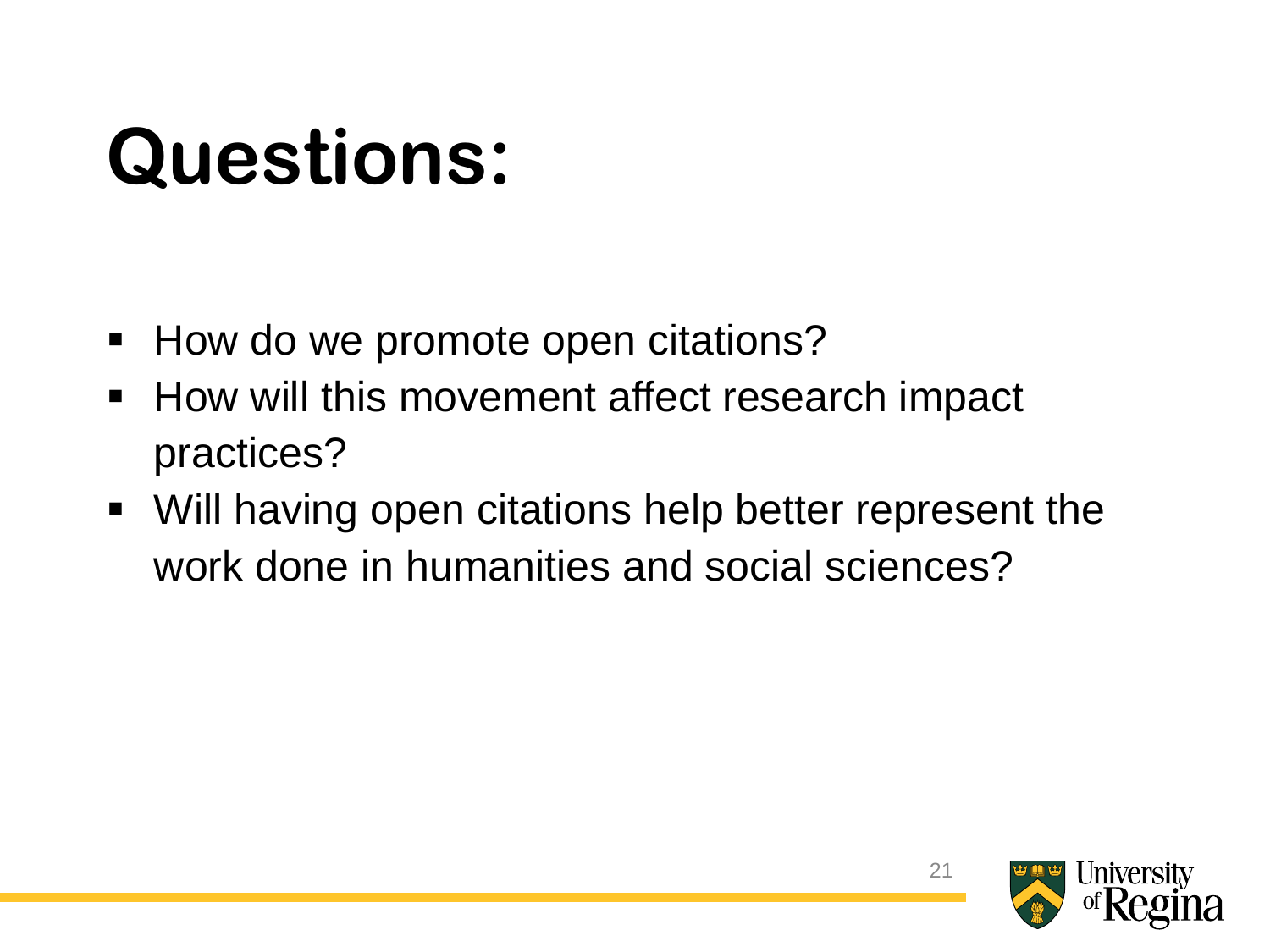# Questions:

- How do we promote open citations?
- How will this movement affect research impact practices?
- Will having open citations help better represent the work done in humanities and social sciences?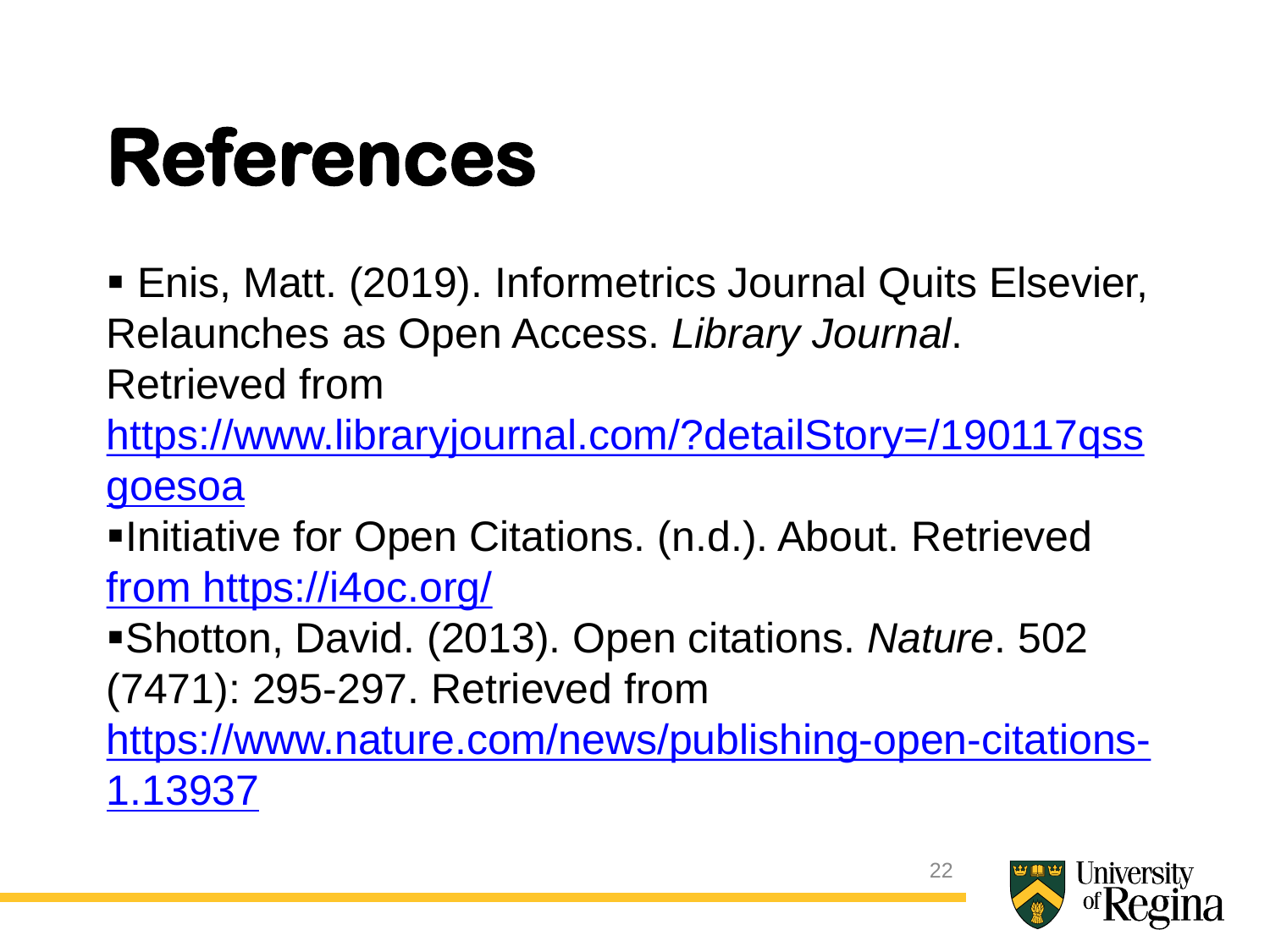# References

- Enis, Matt. (2019). Informetrics Journal Quits Elsevier, Relaunches as Open Access. *Library Journal*. Retrieved from https://www.libraryjournal.com/?detailStory=/190117qssgoesoa
- Initiative for Open Citations. (n.d.). About. Retrieved from https://i4oc.org/
- Shotton, David. (2013). Open citations. *Nature*. 502 (7471): 295-297. Retrieved from https://www.nature.com/news/publishing-open-citations-1.13937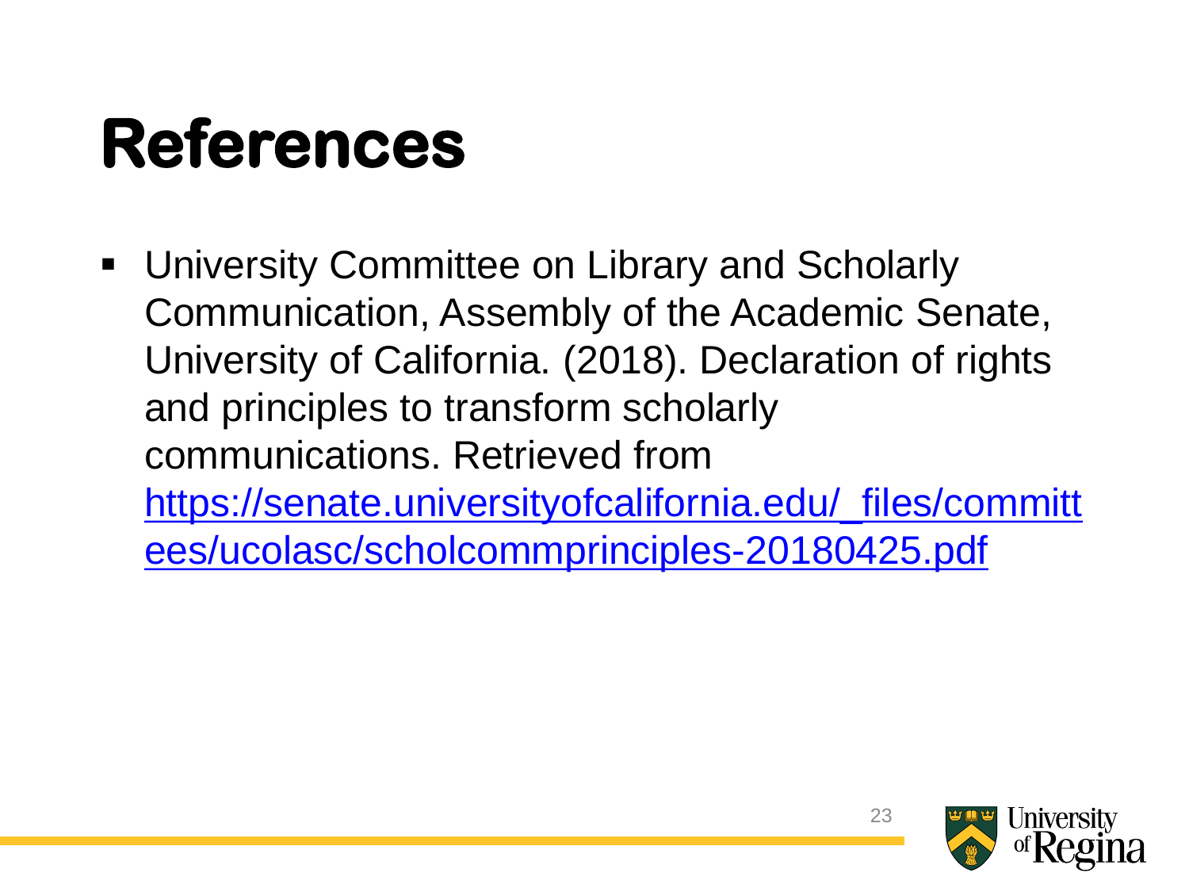# References

- University Committee on Library and Scholarly Communication, Assembly of the Academic Senate, University of California. (2018). Declaration of rights and principles to transform scholarly communications. Retrieved from https://senate.universityofcalifornia.edu/_files/committees/ucolasc/scholcommprinciples-20180425.pdf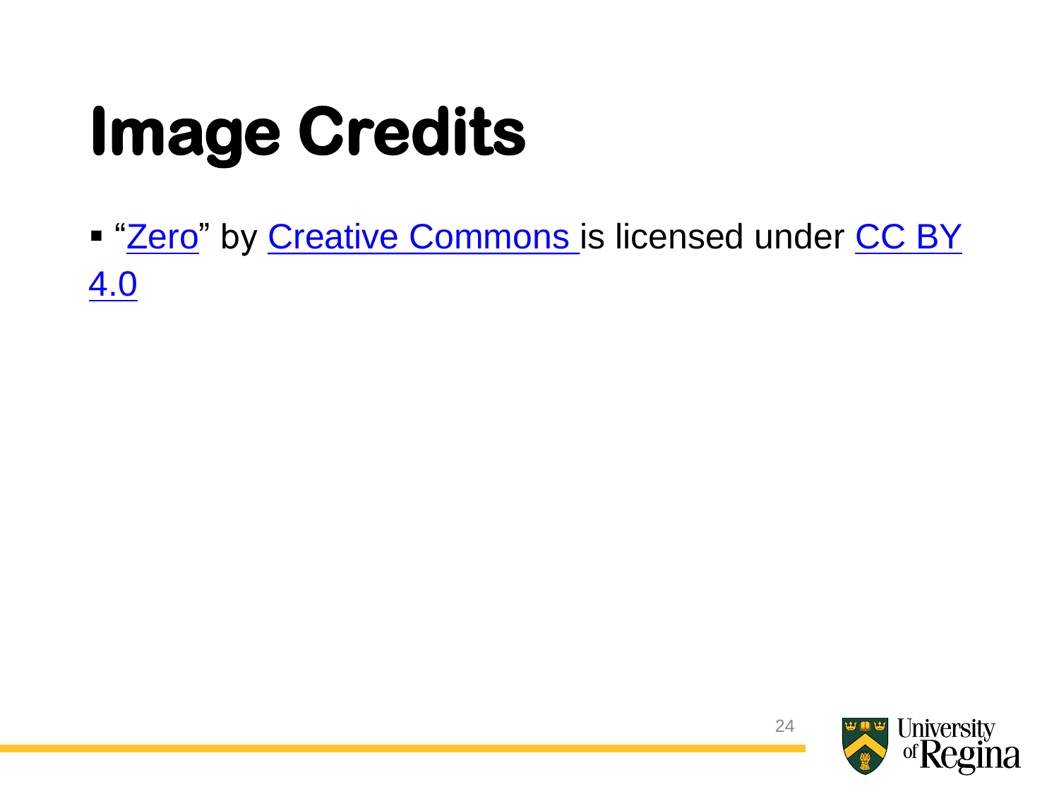# Image Credits

- "Zero" by Creative Commons is licensed under CC BY 4.0